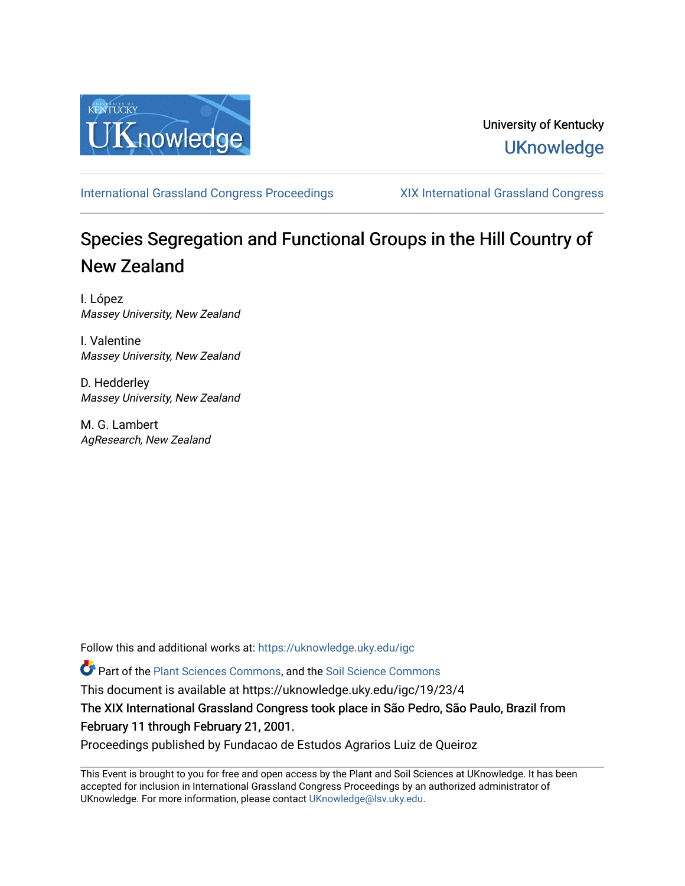University of Kentucky
UKnowledge

International Grassland Congress Proceedings | XIX International Grassland Congress

# Species Segregation and Functional Groups in the Hill Country of New Zealand

I. López
*Massey University, New Zealand*

I. Valentine
*Massey University, New Zealand*

D. Hedderley
*Massey University, New Zealand*

M. G. Lambert
*AgResearch, New Zealand*

Follow this and additional works at: https://uknowledge.uky.edu/igc

Part of the Plant Sciences Commons, and the Soil Science Commons

This document is available at https://uknowledge.uky.edu/igc/19/23/4

The XIX International Grassland Congress took place in São Pedro, São Paulo, Brazil from February 11 through February 21, 2001.

Proceedings published by Fundacao de Estudos Agrarios Luiz de Queiroz

This Event is brought to you for free and open access by the Plant and Soil Sciences at UKnowledge. It has been accepted for inclusion in International Grassland Congress Proceedings by an authorized administrator of UKnowledge. For more information, please contact UKnowledge@lsv.uky.edu.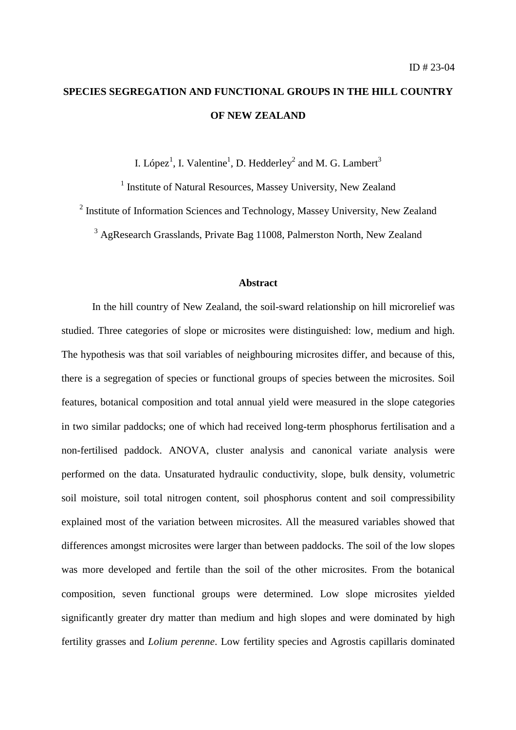ID # 23-04

# SPECIES SEGREGATION AND FUNCTIONAL GROUPS IN THE HILL COUNTRY OF NEW ZEALAND

I. López[1], I. Valentine[1], D. Hedderley[2] and M. G. Lambert[3]

[1] Institute of Natural Resources, Massey University, New Zealand

[2] Institute of Information Sciences and Technology, Massey University, New Zealand

[3] AgResearch Grasslands, Private Bag 11008, Palmerston North, New Zealand

## Abstract

In the hill country of New Zealand, the soil-sward relationship on hill microrelief was studied. Three categories of slope or microsites were distinguished: low, medium and high. The hypothesis was that soil variables of neighbouring microsites differ, and because of this, there is a segregation of species or functional groups of species between the microsites. Soil features, botanical composition and total annual yield were measured in the slope categories in two similar paddocks; one of which had received long-term phosphorus fertilisation and a non-fertilised paddock. ANOVA, cluster analysis and canonical variate analysis were performed on the data. Unsaturated hydraulic conductivity, slope, bulk density, volumetric soil moisture, soil total nitrogen content, soil phosphorus content and soil compressibility explained most of the variation between microsites. All the measured variables showed that differences amongst microsites were larger than between paddocks. The soil of the low slopes was more developed and fertile than the soil of the other microsites. From the botanical composition, seven functional groups were determined. Low slope microsites yielded significantly greater dry matter than medium and high slopes and were dominated by high fertility grasses and *Lolium perenne*. Low fertility species and Agrostis capillaris dominated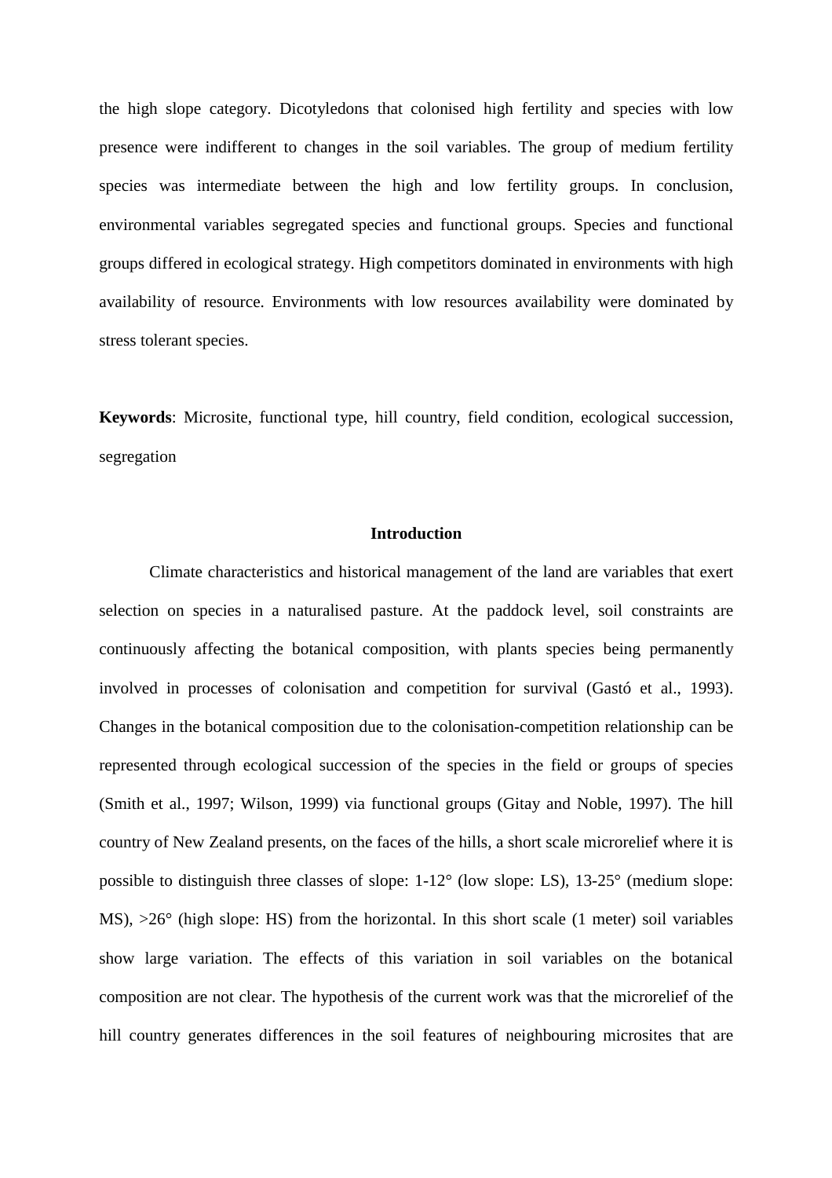the high slope category. Dicotyledons that colonised high fertility and species with low presence were indifferent to changes in the soil variables. The group of medium fertility species was intermediate between the high and low fertility groups. In conclusion, environmental variables segregated species and functional groups. Species and functional groups differed in ecological strategy. High competitors dominated in environments with high availability of resource. Environments with low resources availability were dominated by stress tolerant species.

**Keywords**: Microsite, functional type, hill country, field condition, ecological succession, segregation

## Introduction

Climate characteristics and historical management of the land are variables that exert selection on species in a naturalised pasture. At the paddock level, soil constraints are continuously affecting the botanical composition, with plants species being permanently involved in processes of colonisation and competition for survival (Gastó et al., 1993). Changes in the botanical composition due to the colonisation-competition relationship can be represented through ecological succession of the species in the field or groups of species (Smith et al., 1997; Wilson, 1999) via functional groups (Gitay and Noble, 1997). The hill country of New Zealand presents, on the faces of the hills, a short scale microrelief where it is possible to distinguish three classes of slope: 1-12° (low slope: LS), 13-25° (medium slope: MS), >26° (high slope: HS) from the horizontal. In this short scale (1 meter) soil variables show large variation. The effects of this variation in soil variables on the botanical composition are not clear. The hypothesis of the current work was that the microrelief of the hill country generates differences in the soil features of neighbouring microsites that are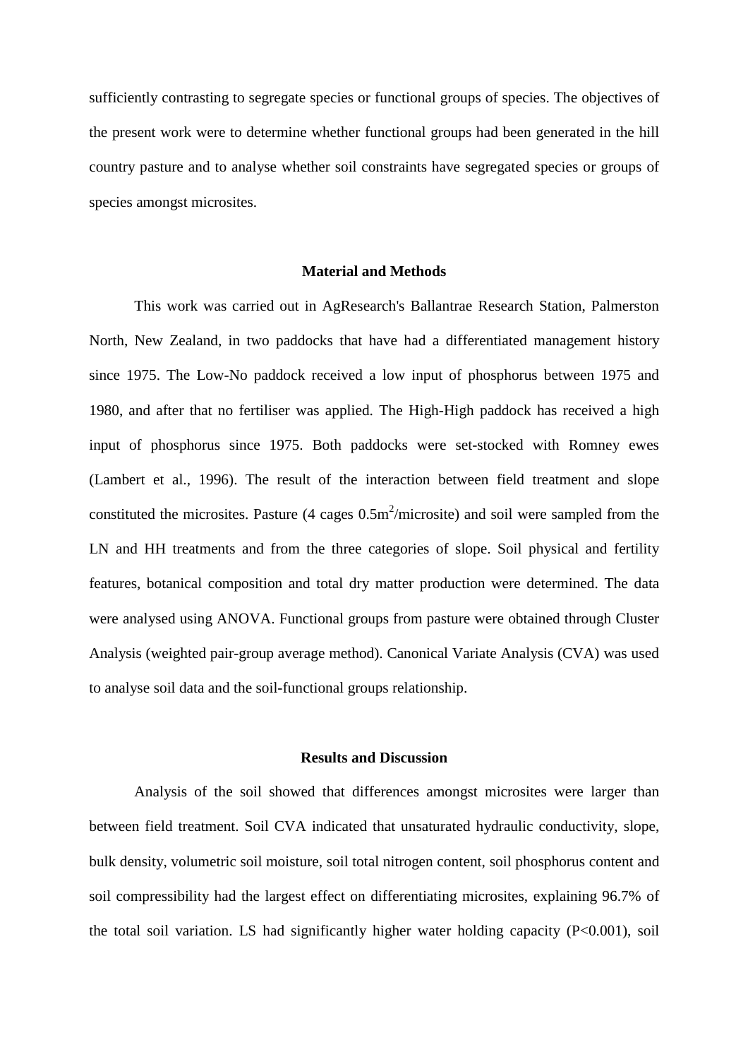sufficiently contrasting to segregate species or functional groups of species. The objectives of the present work were to determine whether functional groups had been generated in the hill country pasture and to analyse whether soil constraints have segregated species or groups of species amongst microsites.

## Material and Methods

This work was carried out in AgResearch's Ballantrae Research Station, Palmerston North, New Zealand, in two paddocks that have had a differentiated management history since 1975. The Low-No paddock received a low input of phosphorus between 1975 and 1980, and after that no fertiliser was applied. The High-High paddock has received a high input of phosphorus since 1975. Both paddocks were set-stocked with Romney ewes (Lambert et al., 1996). The result of the interaction between field treatment and slope constituted the microsites. Pasture (4 cages $0.5m^2$/microsite) and soil were sampled from the LN and HH treatments and from the three categories of slope. Soil physical and fertility features, botanical composition and total dry matter production were determined. The data were analysed using ANOVA. Functional groups from pasture were obtained through Cluster Analysis (weighted pair-group average method). Canonical Variate Analysis (CVA) was used to analyse soil data and the soil-functional groups relationship.

## Results and Discussion

Analysis of the soil showed that differences amongst microsites were larger than between field treatment. Soil CVA indicated that unsaturated hydraulic conductivity, slope, bulk density, volumetric soil moisture, soil total nitrogen content, soil phosphorus content and soil compressibility had the largest effect on differentiating microsites, explaining 96.7% of the total soil variation. LS had significantly higher water holding capacity ($P<0.001$), soil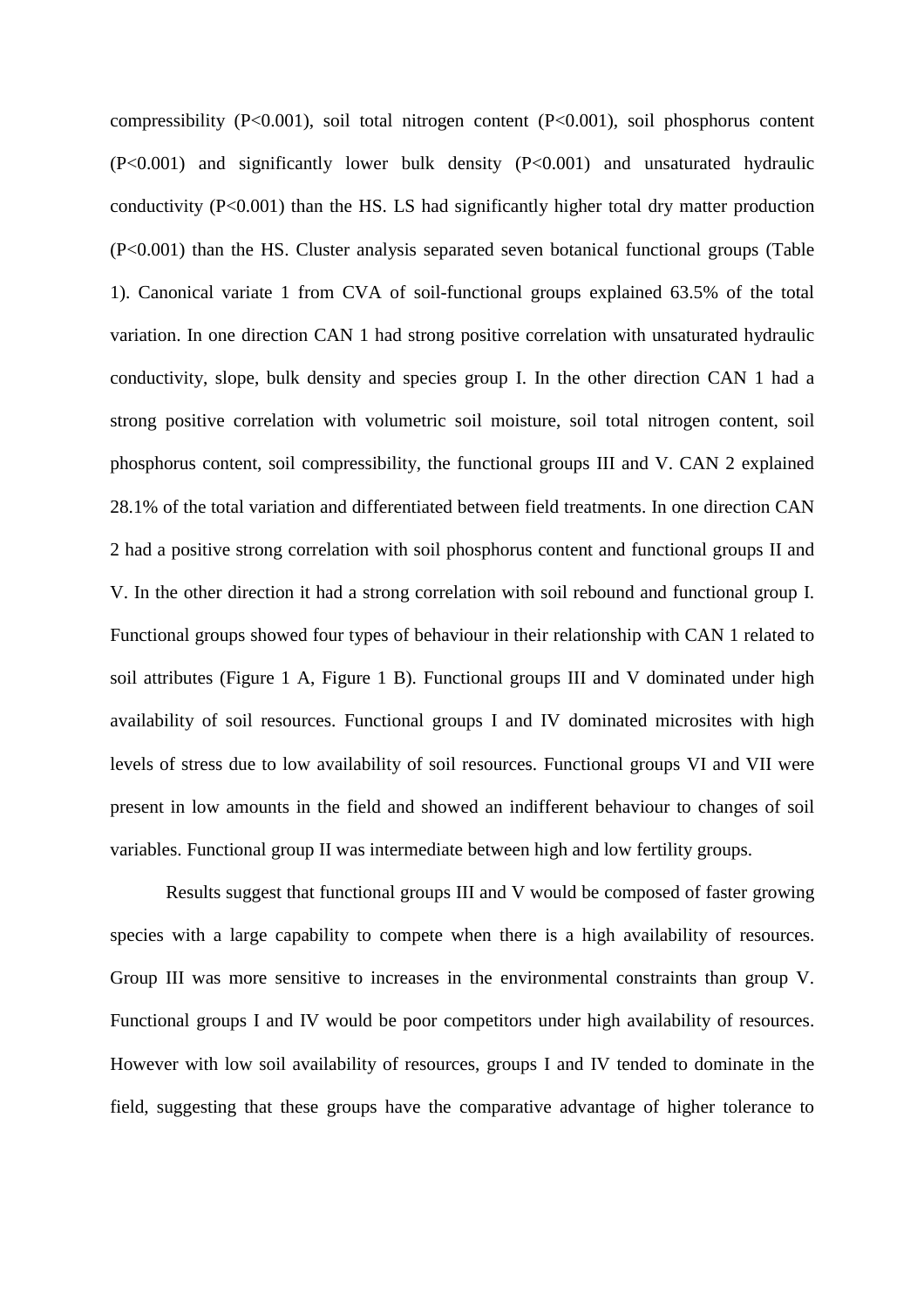compressibility ($P<0.001$), soil total nitrogen content ($P<0.001$), soil phosphorus content ($P<0.001$) and significantly lower bulk density ($P<0.001$) and unsaturated hydraulic conductivity ($P<0.001$) than the HS. LS had significantly higher total dry matter production ($P<0.001$) than the HS. Cluster analysis separated seven botanical functional groups (Table 1). Canonical variate 1 from CVA of soil-functional groups explained 63.5% of the total variation. In one direction CAN 1 had strong positive correlation with unsaturated hydraulic conductivity, slope, bulk density and species group I. In the other direction CAN 1 had a strong positive correlation with volumetric soil moisture, soil total nitrogen content, soil phosphorus content, soil compressibility, the functional groups III and V. CAN 2 explained 28.1% of the total variation and differentiated between field treatments. In one direction CAN 2 had a positive strong correlation with soil phosphorus content and functional groups II and V. In the other direction it had a strong correlation with soil rebound and functional group I. Functional groups showed four types of behaviour in their relationship with CAN 1 related to soil attributes (Figure 1 A, Figure 1 B). Functional groups III and V dominated under high availability of soil resources. Functional groups I and IV dominated microsites with high levels of stress due to low availability of soil resources. Functional groups VI and VII were present in low amounts in the field and showed an indifferent behaviour to changes of soil variables. Functional group II was intermediate between high and low fertility groups.

Results suggest that functional groups III and V would be composed of faster growing species with a large capability to compete when there is a high availability of resources. Group III was more sensitive to increases in the environmental constraints than group V. Functional groups I and IV would be poor competitors under high availability of resources. However with low soil availability of resources, groups I and IV tended to dominate in the field, suggesting that these groups have the comparative advantage of higher tolerance to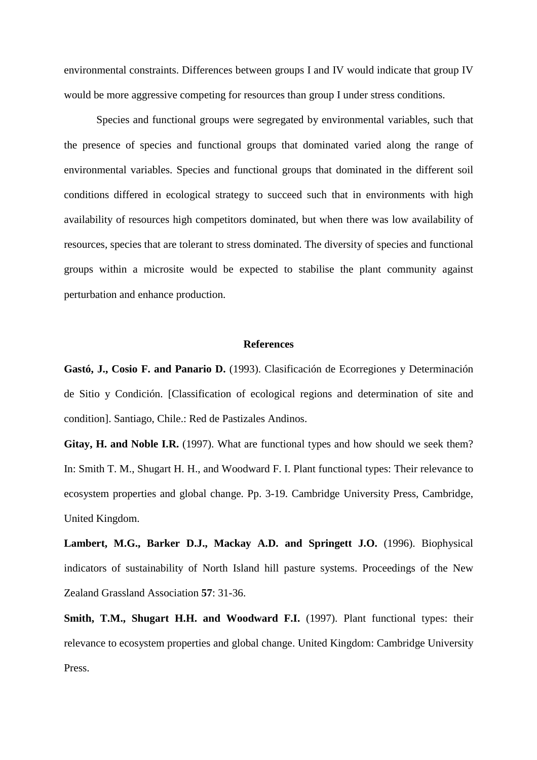environmental constraints. Differences between groups I and IV would indicate that group IV would be more aggressive competing for resources than group I under stress conditions.

Species and functional groups were segregated by environmental variables, such that the presence of species and functional groups that dominated varied along the range of environmental variables. Species and functional groups that dominated in the different soil conditions differed in ecological strategy to succeed such that in environments with high availability of resources high competitors dominated, but when there was low availability of resources, species that are tolerant to stress dominated. The diversity of species and functional groups within a microsite would be expected to stabilise the plant community against perturbation and enhance production.

## References

**Gastó, J., Cosio F. and Panario D.** (1993). Clasificación de Ecorregiones y Determinación de Sitio y Condición. [Classification of ecological regions and determination of site and condition]. Santiago, Chile.: Red de Pastizales Andinos.

**Gitay, H. and Noble I.R.** (1997). What are functional types and how should we seek them? In: Smith T. M., Shugart H. H., and Woodward F. I. Plant functional types: Their relevance to ecosystem properties and global change. Pp. 3-19. Cambridge University Press, Cambridge, United Kingdom.

**Lambert, M.G., Barker D.J., Mackay A.D. and Springett J.O.** (1996). Biophysical indicators of sustainability of North Island hill pasture systems. Proceedings of the New Zealand Grassland Association **57**: 31-36.

**Smith, T.M., Shugart H.H. and Woodward F.I.** (1997). Plant functional types: their relevance to ecosystem properties and global change. United Kingdom: Cambridge University Press.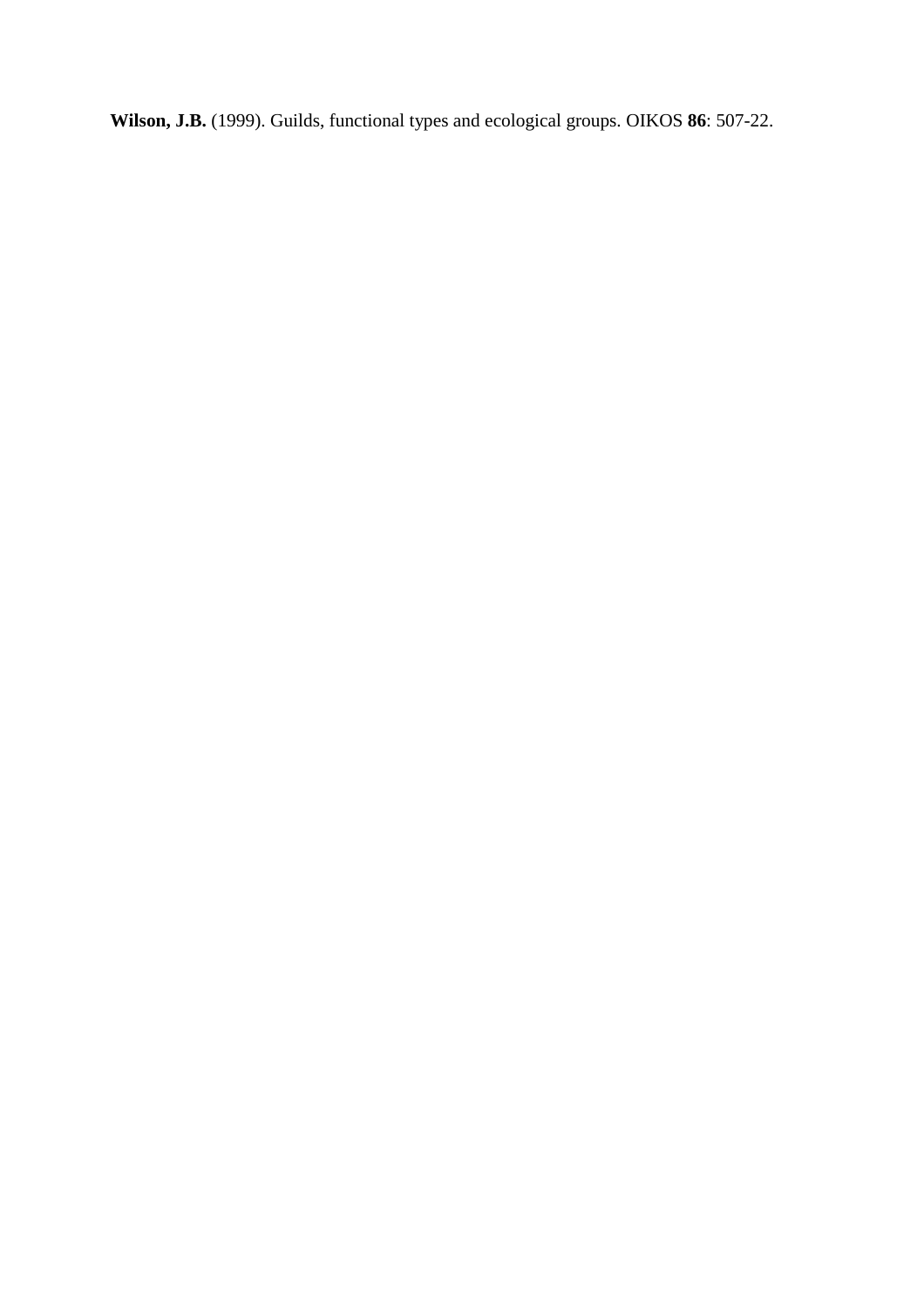**Wilson, J.B.** (1999). Guilds, functional types and ecological groups. OIKOS **86**: 507-22.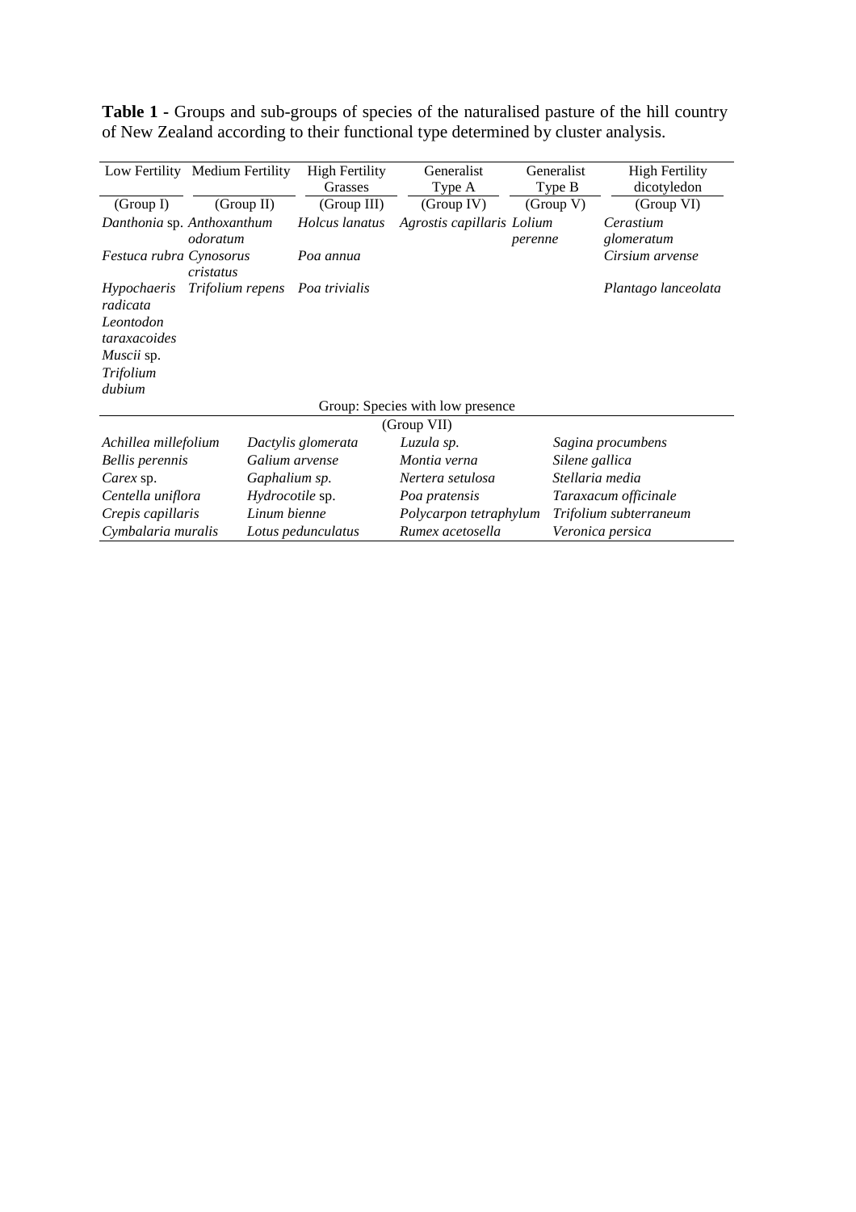**Table 1 -** Groups and sub-groups of species of the naturalised pasture of the hill country of New Zealand according to their functional type determined by cluster analysis.

| Low Fertility | Medium Fertility | High Fertility Grasses | Generalist Type A | Generalist Type B | High Fertility dicotyledon |
|---|---|---|---|---|---|
| (Group I) | (Group II) | (Group III) | (Group IV) | (Group V) | (Group VI) |
| *Danthonia* sp. | *Anthoxanthum odoratum* | *Holcus lanatus* | *Agrostis capillaris* | *Lolium perenne* | *Cerastium glomeratum* |
| *Festuca rubra* | *Cynosorus cristatus* | *Poa annua* | | | *Cirsium arvense* |
| *Hypochaeris radicata* | *Trifolium repens* | *Poa trivialis* | | | *Plantago lanceolata* |
| *Leontodon taraxacoides* | | | | | |
| *Muscii* sp. | | | | | |
| *Trifolium dubium* | | | | | |

Group: Species with low presence

(Group VII)

| | | | |
|---|---|---|---|
| *Achillea millefolium* | *Dactylis glomerata* | *Luzula sp.* | *Sagina procumbens* |
| *Bellis perennis* | *Galium arvense* | *Montia verna* | *Silene gallica* |
| *Carex* sp. | *Gaphalium sp.* | *Nertera setulosa* | *Stellaria media* |
| *Centella uniflora* | *Hydrocotile* sp. | *Poa pratensis* | *Taraxacum officinale* |
| *Crepis capillaris* | *Linum bienne* | *Polycarpon tetraphylum* | *Trifolium subterraneum* |
| *Cymbalaria muralis* | *Lotus pedunculatus* | *Rumex acetosella* | *Veronica persica* |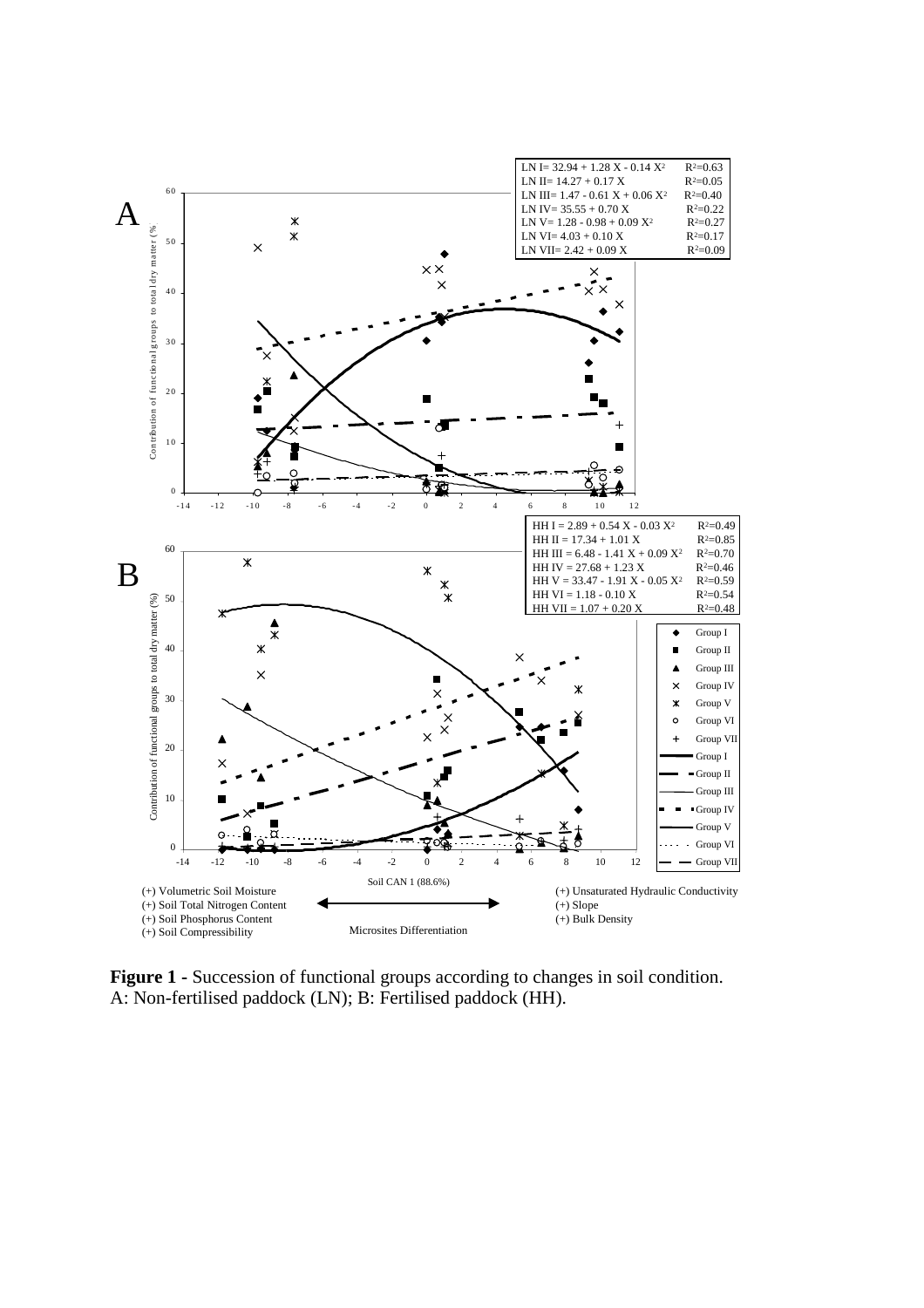A

LN I= 32.94 + 1.28 X - 0.14 $X^2$ $R^2$=0.63
LN II= 14.27 + 0.17 X $R^2$=0.05
LN III= 1.47 - 0.61 X + 0.06 $X^2$ $R^2$=0.40
LN IV= 35.55 + 0.70 X $R^2$=0.22
LN V= 1.28 - 0.98 + 0.09 $X^2$ $R^2$=0.27
LN VI= 4.03 + 0.10 X $R^2$=0.17
LN VII= 2.42 + 0.09 X $R^2$=0.09

Contribution of functional groups to total dry matter (%

B

HH I = 2.89 + 0.54 X - 0.03 $X^2$ $R^2$=0.49
HH II = 17.34 + 1.01 X $R^2$=0.85
HH III = 6.48 - 1.41 X + 0.09 $X^2$ $R^2$=0.70
HH IV = 27.68 + 1.23 X $R^2$=0.46
HH V = 33.47 - 1.91 X - 0.05 $X^2$ $R^2$=0.59
HH VI = 1.18 - 0.10 X $R^2$=0.54
HH VII = 1.07 + 0.20 X $R^2$=0.48

Contribution of functional groups to total dry matter (%)

Group I
Group II
Group III
Group IV
Group V
Group VI
Group VII

Soil CAN 1 (88.6%)

(+) Volumetric Soil Moisture
(+) Soil Total Nitrogen Content
(+) Soil Phosphorus Content
(+) Soil Compressibility

Microsites Differentiation

(+) Unsaturated Hydraulic Conductivity
(+) Slope
(+) Bulk Density

**Figure 1** - Succession of functional groups according to changes in soil condition. A: Non-fertilised paddock (LN); B: Fertilised paddock (HH).